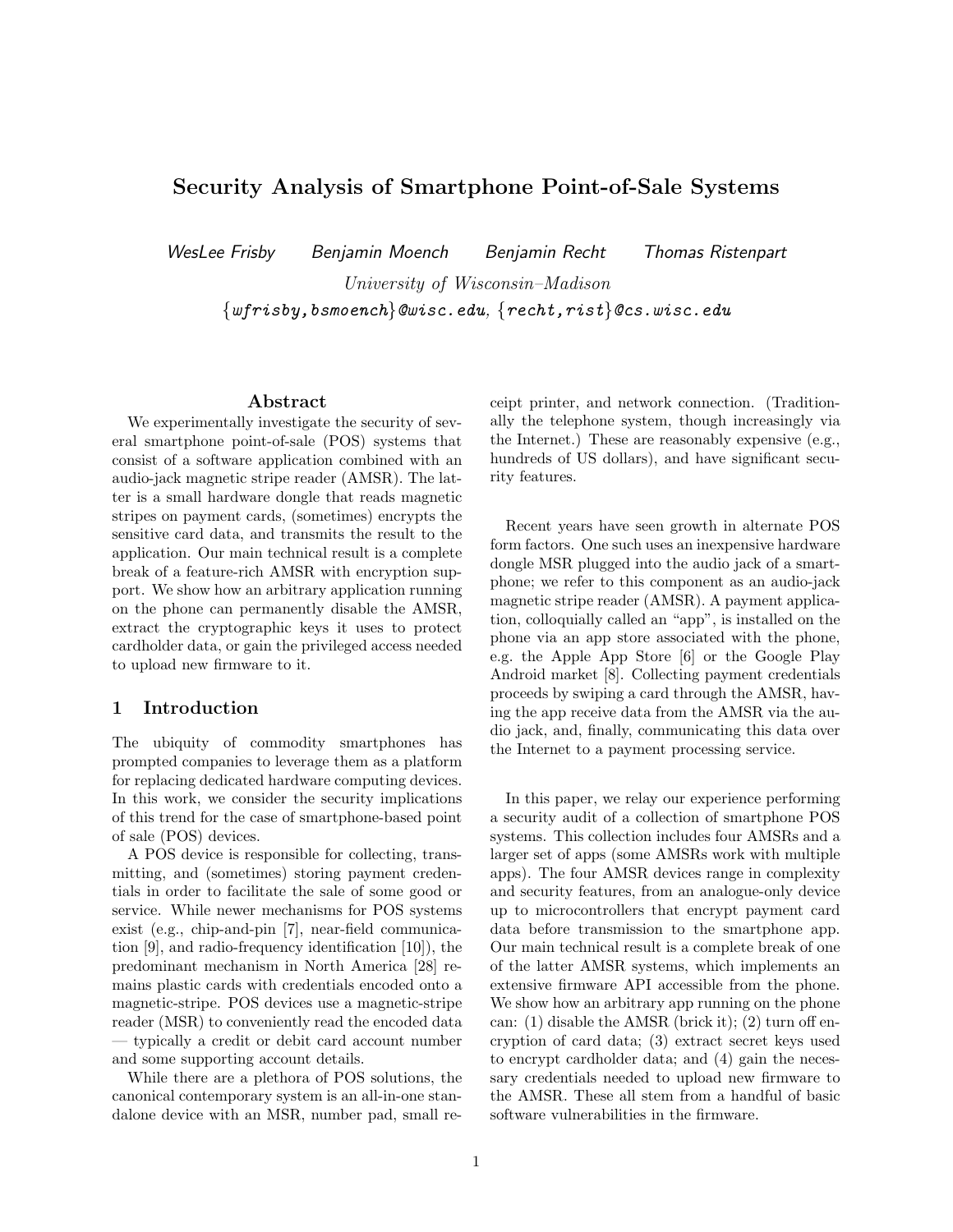# Security Analysis of Smartphone Point-of-Sale Systems

*WesLee Frisby* *Benjamin Moench* *Benjamin Recht* *Thomas Ristenpart*

*University of Wisconsin–Madison*

{*wfrisby,bsmoench*}*@wisc.edu*, {*recht,rist*}*@cs.wisc.edu*

## Abstract

We experimentally investigate the security of several smartphone point-of-sale (POS) systems that consist of a software application combined with an audio-jack magnetic stripe reader (AMSR). The latter is a small hardware dongle that reads magnetic stripes on payment cards, (sometimes) encrypts the sensitive card data, and transmits the result to the application. Our main technical result is a complete break of a feature-rich AMSR with encryption support. We show how an arbitrary application running on the phone can permanently disable the AMSR, extract the cryptographic keys it uses to protect cardholder data, or gain the privileged access needed to upload new firmware to it.

## 1 Introduction

The ubiquity of commodity smartphones has prompted companies to leverage them as a platform for replacing dedicated hardware computing devices. In this work, we consider the security implications of this trend for the case of smartphone-based point of sale (POS) devices.

A POS device is responsible for collecting, transmitting, and (sometimes) storing payment credentials in order to facilitate the sale of some good or service. While newer mechanisms for POS systems exist (e.g., chip-and-pin [7], near-field communication [9], and radio-frequency identification [10]), the predominant mechanism in North America [28] remains plastic cards with credentials encoded onto a magnetic-stripe. POS devices use a magnetic-stripe reader (MSR) to conveniently read the encoded data — typically a credit or debit card account number and some supporting account details.

While there are a plethora of POS solutions, the canonical contemporary system is an all-in-one standalone device with an MSR, number pad, small receipt printer, and network connection. (Traditionally the telephone system, though increasingly via the Internet.) These are reasonably expensive (e.g., hundreds of US dollars), and have significant security features.

Recent years have seen growth in alternate POS form factors. One such uses an inexpensive hardware dongle MSR plugged into the audio jack of a smartphone; we refer to this component as an audio-jack magnetic stripe reader (AMSR). A payment application, colloquially called an "app", is installed on the phone via an app store associated with the phone, e.g. the Apple App Store [6] or the Google Play Android market [8]. Collecting payment credentials proceeds by swiping a card through the AMSR, having the app receive data from the AMSR via the audio jack, and, finally, communicating this data over the Internet to a payment processing service.

In this paper, we relay our experience performing a security audit of a collection of smartphone POS systems. This collection includes four AMSRs and a larger set of apps (some AMSRs work with multiple apps). The four AMSR devices range in complexity and security features, from an analogue-only device up to microcontrollers that encrypt payment card data before transmission to the smartphone app. Our main technical result is a complete break of one of the latter AMSR systems, which implements an extensive firmware API accessible from the phone. We show how an arbitrary app running on the phone can: (1) disable the AMSR (brick it); (2) turn off encryption of card data; (3) extract secret keys used to encrypt cardholder data; and (4) gain the necessary credentials needed to upload new firmware to the AMSR. These all stem from a handful of basic software vulnerabilities in the firmware.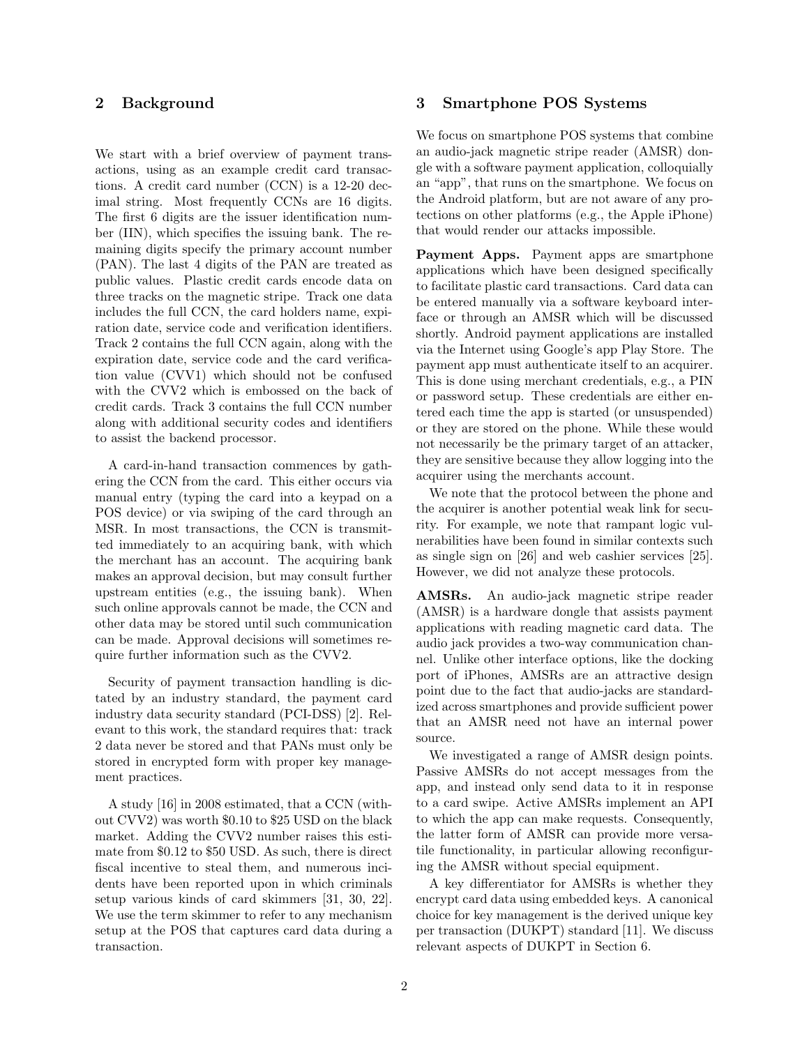## 2 Background

We start with a brief overview of payment transactions, using as an example credit card transactions. A credit card number (CCN) is a 12-20 decimal string. Most frequently CCNs are 16 digits. The first 6 digits are the issuer identification number (IIN), which specifies the issuing bank. The remaining digits specify the primary account number (PAN). The last 4 digits of the PAN are treated as public values. Plastic credit cards encode data on three tracks on the magnetic stripe. Track one data includes the full CCN, the card holders name, expiration date, service code and verification identifiers. Track 2 contains the full CCN again, along with the expiration date, service code and the card verification value (CVV1) which should not be confused with the CVV2 which is embossed on the back of credit cards. Track 3 contains the full CCN number along with additional security codes and identifiers to assist the backend processor.

A card-in-hand transaction commences by gathering the CCN from the card. This either occurs via manual entry (typing the card into a keypad on a POS device) or via swiping of the card through an MSR. In most transactions, the CCN is transmitted immediately to an acquiring bank, with which the merchant has an account. The acquiring bank makes an approval decision, but may consult further upstream entities (e.g., the issuing bank). When such online approvals cannot be made, the CCN and other data may be stored until such communication can be made. Approval decisions will sometimes require further information such as the CVV2.

Security of payment transaction handling is dictated by an industry standard, the payment card industry data security standard (PCI-DSS) [2]. Relevant to this work, the standard requires that: track 2 data never be stored and that PANs must only be stored in encrypted form with proper key management practices.

A study [16] in 2008 estimated, that a CCN (without CVV2) was worth $0.10 to $25 USD on the black market. Adding the CVV2 number raises this estimate from $0.12 to $50 USD. As such, there is direct fiscal incentive to steal them, and numerous incidents have been reported upon in which criminals setup various kinds of card skimmers [31, 30, 22]. We use the term skimmer to refer to any mechanism setup at the POS that captures card data during a transaction.

## 3 Smartphone POS Systems

We focus on smartphone POS systems that combine an audio-jack magnetic stripe reader (AMSR) dongle with a software payment application, colloquially an "app", that runs on the smartphone. We focus on the Android platform, but are not aware of any protections on other platforms (e.g., the Apple iPhone) that would render our attacks impossible.

**Payment Apps.** Payment apps are smartphone applications which have been designed specifically to facilitate plastic card transactions. Card data can be entered manually via a software keyboard interface or through an AMSR which will be discussed shortly. Android payment applications are installed via the Internet using Google's app Play Store. The payment app must authenticate itself to an acquirer. This is done using merchant credentials, e.g., a PIN or password setup. These credentials are either entered each time the app is started (or unsuspended) or they are stored on the phone. While these would not necessarily be the primary target of an attacker, they are sensitive because they allow logging into the acquirer using the merchants account.

We note that the protocol between the phone and the acquirer is another potential weak link for security. For example, we note that rampant logic vulnerabilities have been found in similar contexts such as single sign on [26] and web cashier services [25]. However, we did not analyze these protocols.

**AMSRs.** An audio-jack magnetic stripe reader (AMSR) is a hardware dongle that assists payment applications with reading magnetic card data. The audio jack provides a two-way communication channel. Unlike other interface options, like the docking port of iPhones, AMSRs are an attractive design point due to the fact that audio-jacks are standardized across smartphones and provide sufficient power that an AMSR need not have an internal power source.

We investigated a range of AMSR design points. Passive AMSRs do not accept messages from the app, and instead only send data to it in response to a card swipe. Active AMSRs implement an API to which the app can make requests. Consequently, the latter form of AMSR can provide more versatile functionality, in particular allowing reconfiguring the AMSR without special equipment.

A key differentiator for AMSRs is whether they encrypt card data using embedded keys. A canonical choice for key management is the derived unique key per transaction (DUKPT) standard [11]. We discuss relevant aspects of DUKPT in Section 6.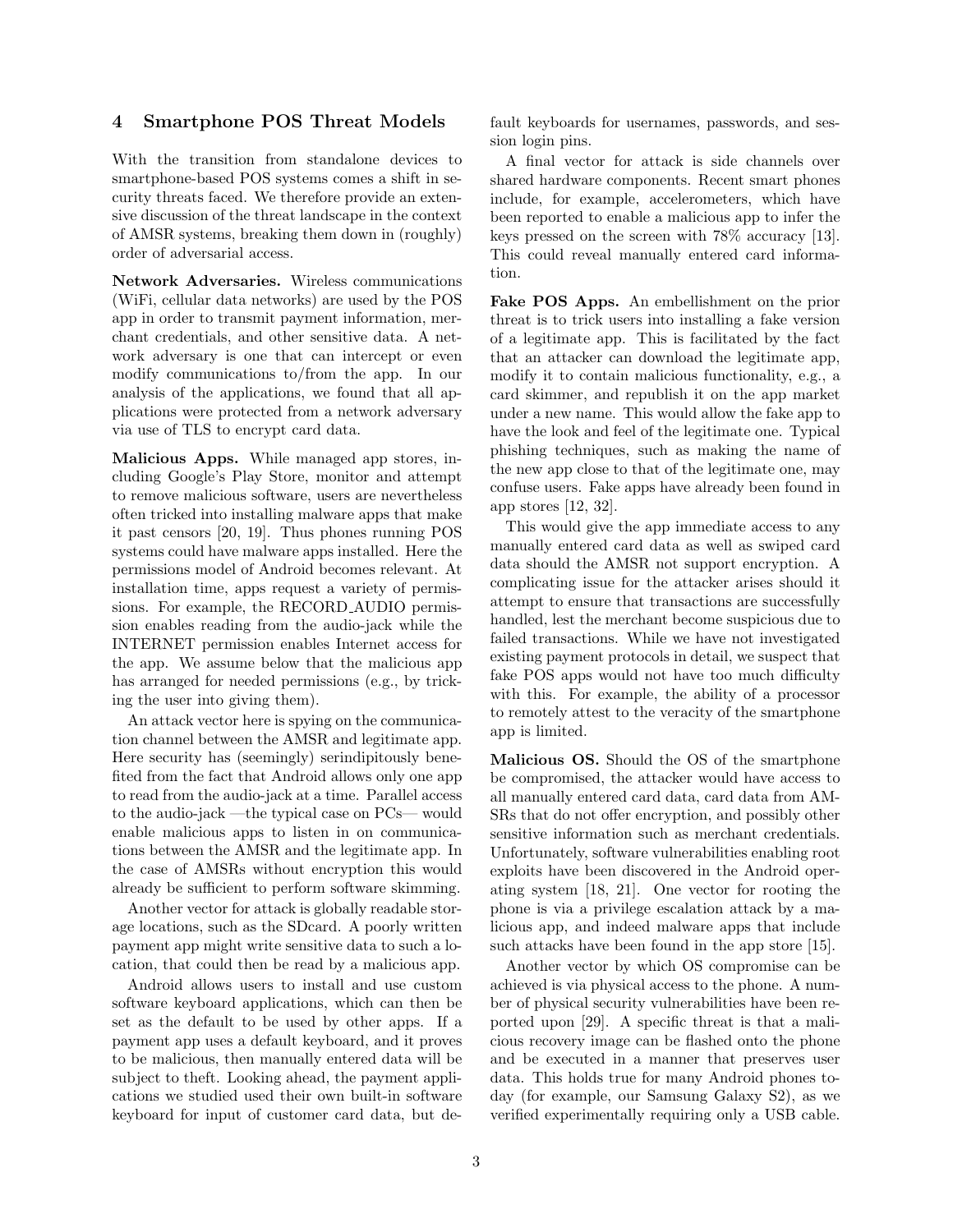## 4 Smartphone POS Threat Models

With the transition from standalone devices to smartphone-based POS systems comes a shift in security threats faced. We therefore provide an extensive discussion of the threat landscape in the context of AMSR systems, breaking them down in (roughly) order of adversarial access.

**Network Adversaries.** Wireless communications (WiFi, cellular data networks) are used by the POS app in order to transmit payment information, merchant credentials, and other sensitive data. A network adversary is one that can intercept or even modify communications to/from the app. In our analysis of the applications, we found that all applications were protected from a network adversary via use of TLS to encrypt card data.

**Malicious Apps.** While managed app stores, including Google's Play Store, monitor and attempt to remove malicious software, users are nevertheless often tricked into installing malware apps that make it past censors [20, 19]. Thus phones running POS systems could have malware apps installed. Here the permissions model of Android becomes relevant. At installation time, apps request a variety of permissions. For example, the RECORD_AUDIO permission enables reading from the audio-jack while the INTERNET permission enables Internet access for the app. We assume below that the malicious app has arranged for needed permissions (e.g., by tricking the user into giving them).

An attack vector here is spying on the communication channel between the AMSR and legitimate app. Here security has (seemingly) serindipitously benefited from the fact that Android allows only one app to read from the audio-jack at a time. Parallel access to the audio-jack —the typical case on PCs— would enable malicious apps to listen in on communications between the AMSR and the legitimate app. In the case of AMSRs without encryption this would already be sufficient to perform software skimming.

Another vector for attack is globally readable storage locations, such as the SDcard. A poorly written payment app might write sensitive data to such a location, that could then be read by a malicious app.

Android allows users to install and use custom software keyboard applications, which can then be set as the default to be used by other apps. If a payment app uses a default keyboard, and it proves to be malicious, then manually entered data will be subject to theft. Looking ahead, the payment applications we studied used their own built-in software keyboard for input of customer card data, but default keyboards for usernames, passwords, and session login pins.

A final vector for attack is side channels over shared hardware components. Recent smart phones include, for example, accelerometers, which have been reported to enable a malicious app to infer the keys pressed on the screen with 78% accuracy [13]. This could reveal manually entered card information.

**Fake POS Apps.** An embellishment on the prior threat is to trick users into installing a fake version of a legitimate app. This is facilitated by the fact that an attacker can download the legitimate app, modify it to contain malicious functionality, e.g., a card skimmer, and republish it on the app market under a new name. This would allow the fake app to have the look and feel of the legitimate one. Typical phishing techniques, such as making the name of the new app close to that of the legitimate one, may confuse users. Fake apps have already been found in app stores [12, 32].

This would give the app immediate access to any manually entered card data as well as swiped card data should the AMSR not support encryption. A complicating issue for the attacker arises should it attempt to ensure that transactions are successfully handled, lest the merchant become suspicious due to failed transactions. While we have not investigated existing payment protocols in detail, we suspect that fake POS apps would not have too much difficulty with this. For example, the ability of a processor to remotely attest to the veracity of the smartphone app is limited.

**Malicious OS.** Should the OS of the smartphone be compromised, the attacker would have access to all manually entered card data, card data from AMSRs that do not offer encryption, and possibly other sensitive information such as merchant credentials. Unfortunately, software vulnerabilities enabling root exploits have been discovered in the Android operating system [18, 21]. One vector for rooting the phone is via a privilege escalation attack by a malicious app, and indeed malware apps that include such attacks have been found in the app store [15].

Another vector by which OS compromise can be achieved is via physical access to the phone. A number of physical security vulnerabilities have been reported upon [29]. A specific threat is that a malicious recovery image can be flashed onto the phone and be executed in a manner that preserves user data. This holds true for many Android phones today (for example, our Samsung Galaxy S2), as we verified experimentally requiring only a USB cable.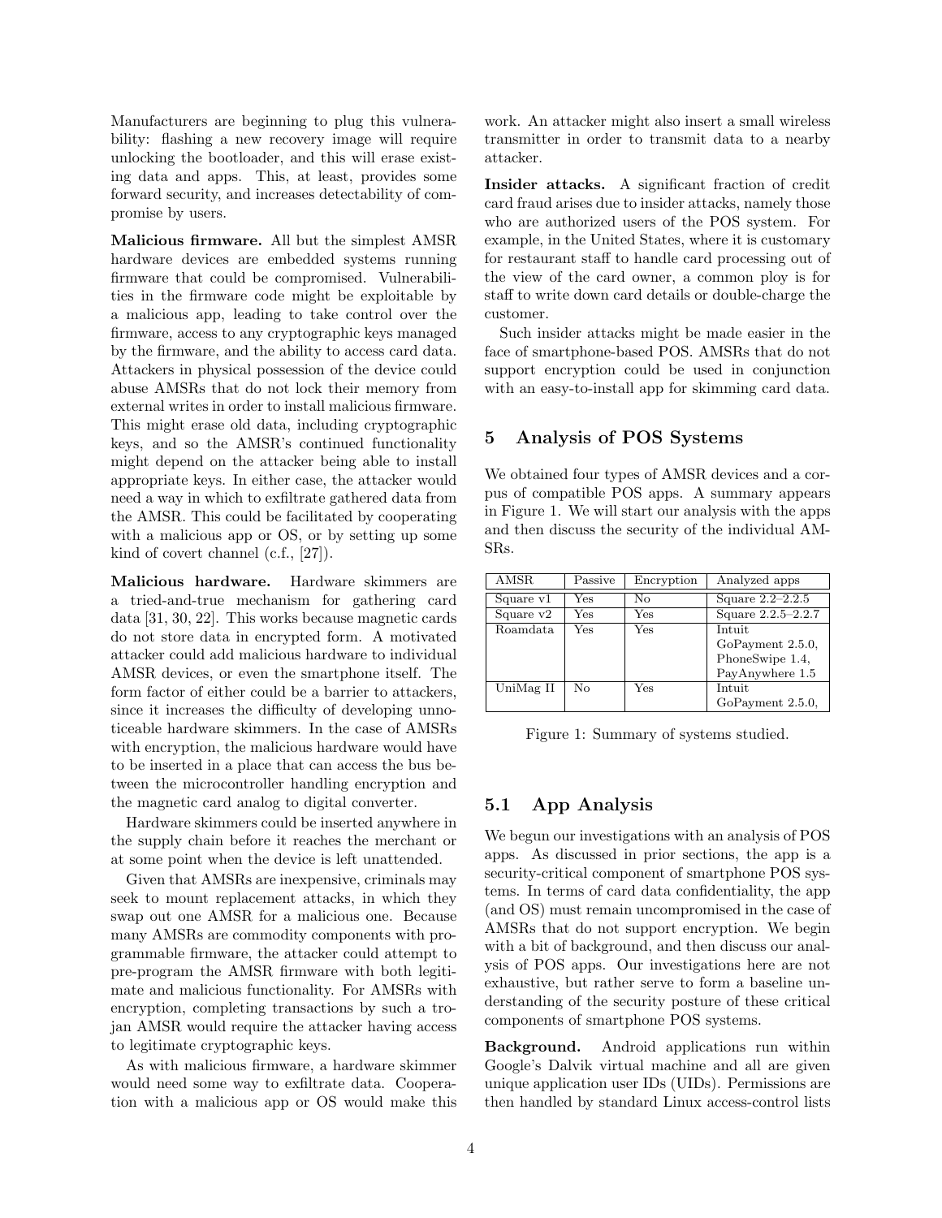Manufacturers are beginning to plug this vulnerability: flashing a new recovery image will require unlocking the bootloader, and this will erase existing data and apps. This, at least, provides some forward security, and increases detectability of compromise by users.

**Malicious firmware.** All but the simplest AMSR hardware devices are embedded systems running firmware that could be compromised. Vulnerabilities in the firmware code might be exploitable by a malicious app, leading to take control over the firmware, access to any cryptographic keys managed by the firmware, and the ability to access card data. Attackers in physical possession of the device could abuse AMSRs that do not lock their memory from external writes in order to install malicious firmware. This might erase old data, including cryptographic keys, and so the AMSR's continued functionality might depend on the attacker being able to install appropriate keys. In either case, the attacker would need a way in which to exfiltrate gathered data from the AMSR. This could be facilitated by cooperating with a malicious app or OS, or by setting up some kind of covert channel (c.f., [27]).

**Malicious hardware.** Hardware skimmers are a tried-and-true mechanism for gathering card data [31, 30, 22]. This works because magnetic cards do not store data in encrypted form. A motivated attacker could add malicious hardware to individual AMSR devices, or even the smartphone itself. The form factor of either could be a barrier to attackers, since it increases the difficulty of developing unnoticeable hardware skimmers. In the case of AMSRs with encryption, the malicious hardware would have to be inserted in a place that can access the bus between the microcontroller handling encryption and the magnetic card analog to digital converter.

Hardware skimmers could be inserted anywhere in the supply chain before it reaches the merchant or at some point when the device is left unattended.

Given that AMSRs are inexpensive, criminals may seek to mount replacement attacks, in which they swap out one AMSR for a malicious one. Because many AMSRs are commodity components with programmable firmware, the attacker could attempt to pre-program the AMSR firmware with both legitimate and malicious functionality. For AMSRs with encryption, completing transactions by such a trojan AMSR would require the attacker having access to legitimate cryptographic keys.

As with malicious firmware, a hardware skimmer would need some way to exfiltrate data. Cooperation with a malicious app or OS would make this work. An attacker might also insert a small wireless transmitter in order to transmit data to a nearby attacker.

**Insider attacks.** A significant fraction of credit card fraud arises due to insider attacks, namely those who are authorized users of the POS system. For example, in the United States, where it is customary for restaurant staff to handle card processing out of the view of the card owner, a common ploy is for staff to write down card details or double-charge the customer.

Such insider attacks might be made easier in the face of smartphone-based POS. AMSRs that do not support encryption could be used in conjunction with an easy-to-install app for skimming card data.

## 5 Analysis of POS Systems

We obtained four types of AMSR devices and a corpus of compatible POS apps. A summary appears in Figure 1. We will start our analysis with the apps and then discuss the security of the individual AMSRs.

| AMSR | Passive | Encryption | Analyzed apps |
|---|---|---|---|
| Square v1 | Yes | No | Square 2.2–2.2.5 |
| Square v2 | Yes | Yes | Square 2.2.5–2.2.7 |
| Roamdata | Yes | Yes | Intuit GoPayment 2.5.0, PhoneSwipe 1.4, PayAnywhere 1.5 |
| UniMag II | No | Yes | Intuit GoPayment 2.5.0, |

Figure 1: Summary of systems studied.

### 5.1 App Analysis

We begun our investigations with an analysis of POS apps. As discussed in prior sections, the app is a security-critical component of smartphone POS systems. In terms of card data confidentiality, the app (and OS) must remain uncompromised in the case of AMSRs that do not support encryption. We begin with a bit of background, and then discuss our analysis of POS apps. Our investigations here are not exhaustive, but rather serve to form a baseline understanding of the security posture of these critical components of smartphone POS systems.

**Background.** Android applications run within Google's Dalvik virtual machine and all are given unique application user IDs (UIDs). Permissions are then handled by standard Linux access-control lists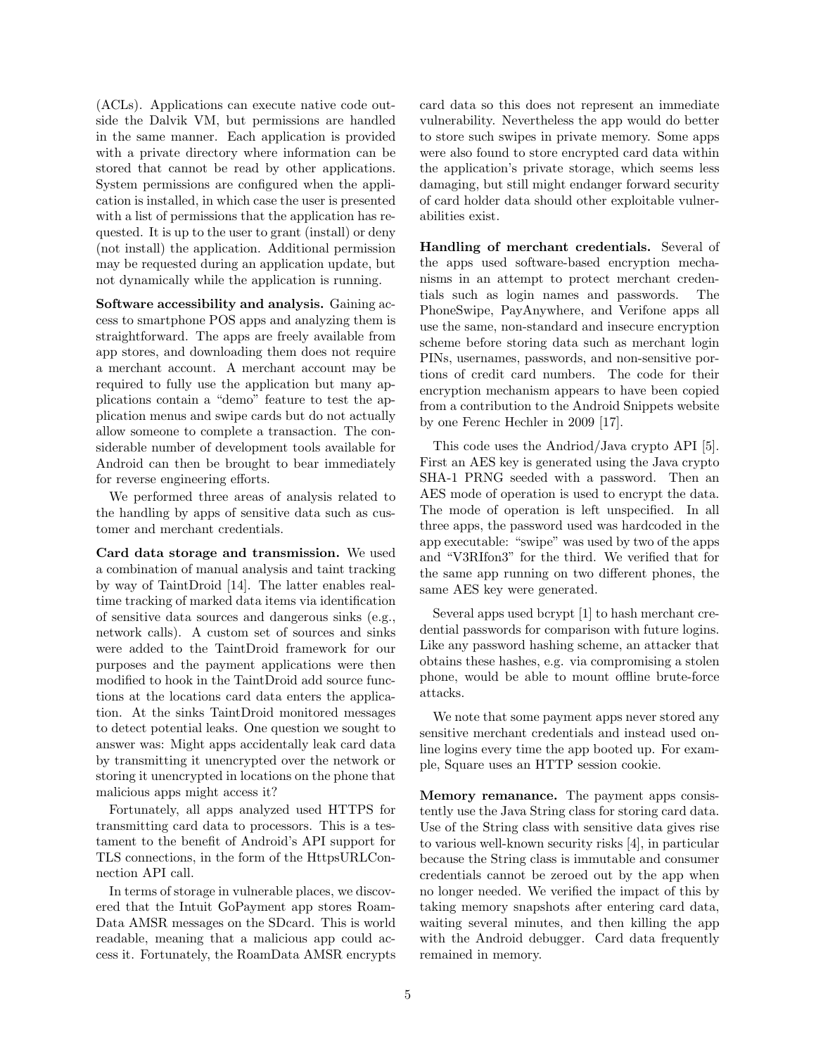(ACLs). Applications can execute native code outside the Dalvik VM, but permissions are handled in the same manner. Each application is provided with a private directory where information can be stored that cannot be read by other applications. System permissions are configured when the application is installed, in which case the user is presented with a list of permissions that the application has requested. It is up to the user to grant (install) or deny (not install) the application. Additional permission may be requested during an application update, but not dynamically while the application is running.

**Software accessibility and analysis.** Gaining access to smartphone POS apps and analyzing them is straightforward. The apps are freely available from app stores, and downloading them does not require a merchant account. A merchant account may be required to fully use the application but many applications contain a "demo" feature to test the application menus and swipe cards but do not actually allow someone to complete a transaction. The considerable number of development tools available for Android can then be brought to bear immediately for reverse engineering efforts.

We performed three areas of analysis related to the handling by apps of sensitive data such as customer and merchant credentials.

**Card data storage and transmission.** We used a combination of manual analysis and taint tracking by way of TaintDroid [14]. The latter enables real-time tracking of marked data items via identification of sensitive data sources and dangerous sinks (e.g., network calls). A custom set of sources and sinks were added to the TaintDroid framework for our purposes and the payment applications were then modified to hook in the TaintDroid add source functions at the locations card data enters the application. At the sinks TaintDroid monitored messages to detect potential leaks. One question we sought to answer was: Might apps accidentally leak card data by transmitting it unencrypted over the network or storing it unencrypted in locations on the phone that malicious apps might access it?

Fortunately, all apps analyzed used HTTPS for transmitting card data to processors. This is a testament to the benefit of Android's API support for TLS connections, in the form of the HttpsURLConnection API call.

In terms of storage in vulnerable places, we discovered that the Intuit GoPayment app stores RoamData AMSR messages on the SDcard. This is world readable, meaning that a malicious app could access it. Fortunately, the RoamData AMSR encrypts card data so this does not represent an immediate vulnerability. Nevertheless the app would do better to store such swipes in private memory. Some apps were also found to store encrypted card data within the application's private storage, which seems less damaging, but still might endanger forward security of card holder data should other exploitable vulnerabilities exist.

**Handling of merchant credentials.** Several of the apps used software-based encryption mechanisms in an attempt to protect merchant credentials such as login names and passwords. The PhoneSwipe, PayAnywhere, and Verifone apps all use the same, non-standard and insecure encryption scheme before storing data such as merchant login PINs, usernames, passwords, and non-sensitive portions of credit card numbers. The code for their encryption mechanism appears to have been copied from a contribution to the Android Snippets website by one Ferenc Hechler in 2009 [17].

This code uses the Andriod/Java crypto API [5]. First an AES key is generated using the Java crypto SHA-1 PRNG seeded with a password. Then an AES mode of operation is used to encrypt the data. The mode of operation is left unspecified. In all three apps, the password used was hardcoded in the app executable: "swipe" was used by two of the apps and "V3RIfon3" for the third. We verified that for the same app running on two different phones, the same AES key were generated.

Several apps used bcrypt [1] to hash merchant credential passwords for comparison with future logins. Like any password hashing scheme, an attacker that obtains these hashes, e.g. via compromising a stolen phone, would be able to mount offline brute-force attacks.

We note that some payment apps never stored any sensitive merchant credentials and instead used online logins every time the app booted up. For example, Square uses an HTTP session cookie.

**Memory remanance.** The payment apps consistently use the Java String class for storing card data. Use of the String class with sensitive data gives rise to various well-known security risks [4], in particular because the String class is immutable and consumer credentials cannot be zeroed out by the app when no longer needed. We verified the impact of this by taking memory snapshots after entering card data, waiting several minutes, and then killing the app with the Android debugger. Card data frequently remained in memory.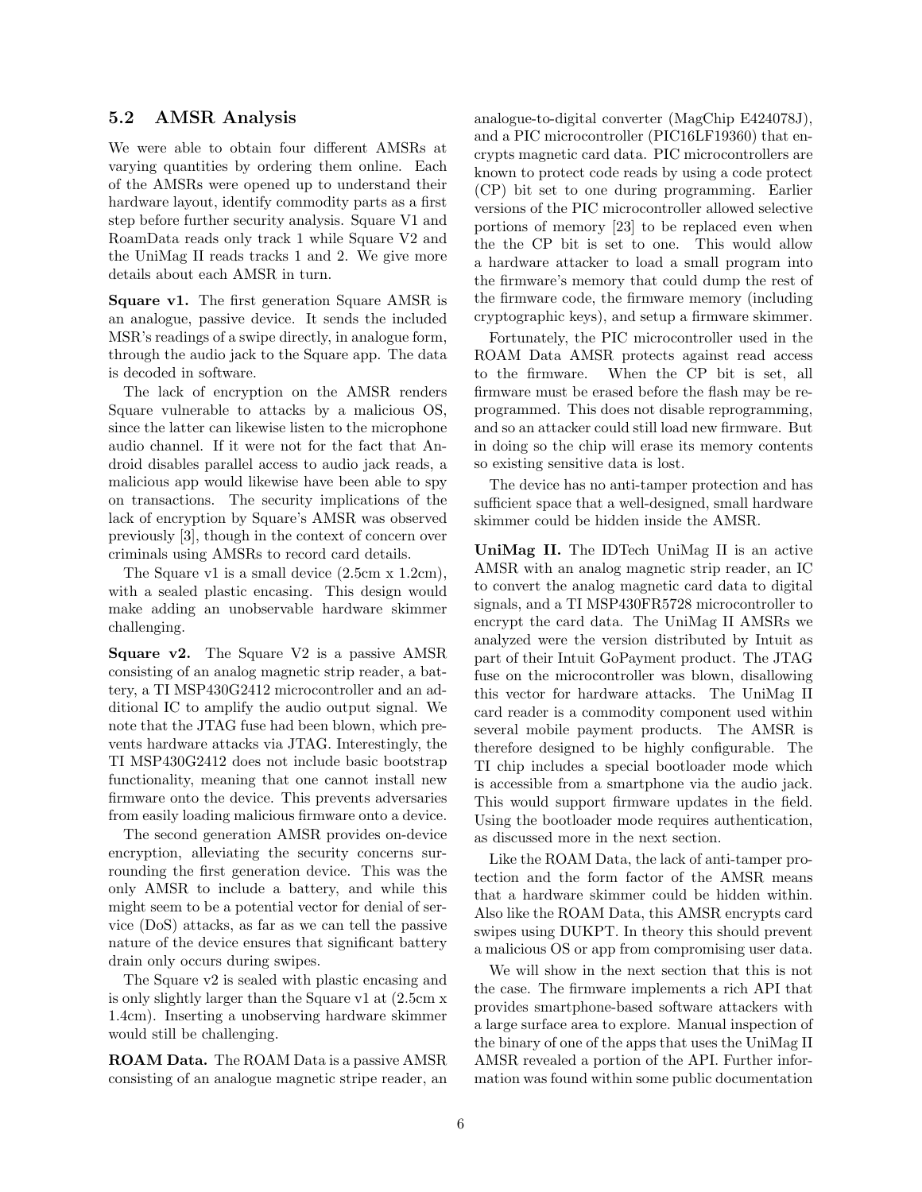## 5.2 AMSR Analysis

We were able to obtain four different AMSRs at varying quantities by ordering them online. Each of the AMSRs were opened up to understand their hardware layout, identify commodity parts as a first step before further security analysis. Square V1 and RoamData reads only track 1 while Square V2 and the UniMag II reads tracks 1 and 2. We give more details about each AMSR in turn.

**Square v1.** The first generation Square AMSR is an analogue, passive device. It sends the included MSR's readings of a swipe directly, in analogue form, through the audio jack to the Square app. The data is decoded in software.

The lack of encryption on the AMSR renders Square vulnerable to attacks by a malicious OS, since the latter can likewise listen to the microphone audio channel. If it were not for the fact that Android disables parallel access to audio jack reads, a malicious app would likewise have been able to spy on transactions. The security implications of the lack of encryption by Square's AMSR was observed previously [3], though in the context of concern over criminals using AMSRs to record card details.

The Square v1 is a small device (2.5cm x 1.2cm), with a sealed plastic encasing. This design would make adding an unobservable hardware skimmer challenging.

**Square v2.** The Square V2 is a passive AMSR consisting of an analog magnetic strip reader, a battery, a TI MSP430G2412 microcontroller and an additional IC to amplify the audio output signal. We note that the JTAG fuse had been blown, which prevents hardware attacks via JTAG. Interestingly, the TI MSP430G2412 does not include basic bootstrap functionality, meaning that one cannot install new firmware onto the device. This prevents adversaries from easily loading malicious firmware onto a device.

The second generation AMSR provides on-device encryption, alleviating the security concerns surrounding the first generation device. This was the only AMSR to include a battery, and while this might seem to be a potential vector for denial of service (DoS) attacks, as far as we can tell the passive nature of the device ensures that significant battery drain only occurs during swipes.

The Square v2 is sealed with plastic encasing and is only slightly larger than the Square v1 at (2.5cm x 1.4cm). Inserting a unobserving hardware skimmer would still be challenging.

**ROAM Data.** The ROAM Data is a passive AMSR consisting of an analogue magnetic stripe reader, an analogue-to-digital converter (MagChip E424078J), and a PIC microcontroller (PIC16LF19360) that encrypts magnetic card data. PIC microcontrollers are known to protect code reads by using a code protect (CP) bit set to one during programming. Earlier versions of the PIC microcontroller allowed selective portions of memory [23] to be replaced even when the the CP bit is set to one. This would allow a hardware attacker to load a small program into the firmware's memory that could dump the rest of the firmware code, the firmware memory (including cryptographic keys), and setup a firmware skimmer.

Fortunately, the PIC microcontroller used in the ROAM Data AMSR protects against read access to the firmware. When the CP bit is set, all firmware must be erased before the flash may be reprogrammed. This does not disable reprogramming, and so an attacker could still load new firmware. But in doing so the chip will erase its memory contents so existing sensitive data is lost.

The device has no anti-tamper protection and has sufficient space that a well-designed, small hardware skimmer could be hidden inside the AMSR.

**UniMag II.** The IDTech UniMag II is an active AMSR with an analog magnetic strip reader, an IC to convert the analog magnetic card data to digital signals, and a TI MSP430FR5728 microcontroller to encrypt the card data. The UniMag II AMSRs we analyzed were the version distributed by Intuit as part of their Intuit GoPayment product. The JTAG fuse on the microcontroller was blown, disallowing this vector for hardware attacks. The UniMag II card reader is a commodity component used within several mobile payment products. The AMSR is therefore designed to be highly configurable. The TI chip includes a special bootloader mode which is accessible from a smartphone via the audio jack. This would support firmware updates in the field. Using the bootloader mode requires authentication, as discussed more in the next section.

Like the ROAM Data, the lack of anti-tamper protection and the form factor of the AMSR means that a hardware skimmer could be hidden within. Also like the ROAM Data, this AMSR encrypts card swipes using DUKPT. In theory this should prevent a malicious OS or app from compromising user data.

We will show in the next section that this is not the case. The firmware implements a rich API that provides smartphone-based software attackers with a large surface area to explore. Manual inspection of the binary of one of the apps that uses the UniMag II AMSR revealed a portion of the API. Further information was found within some public documentation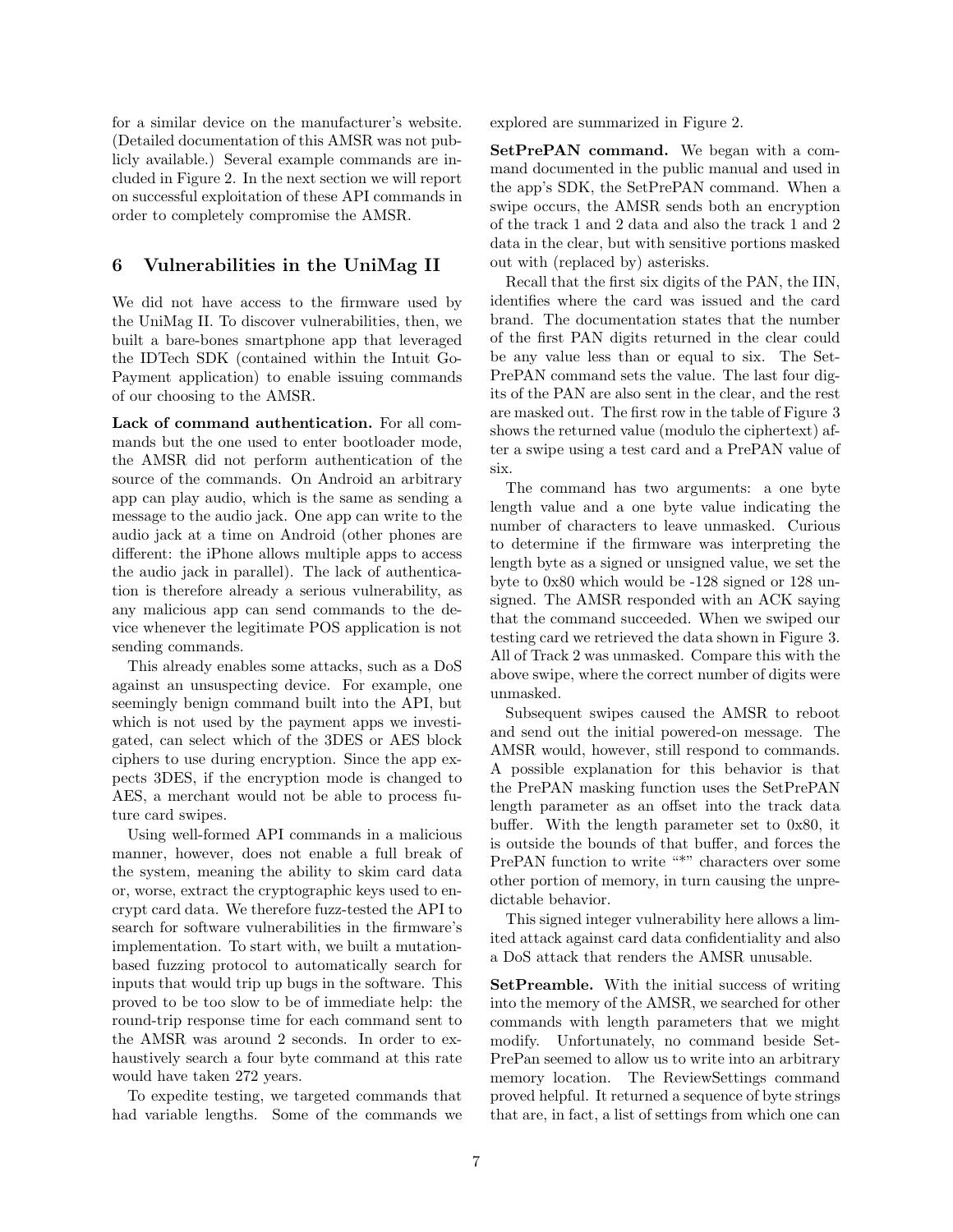for a similar device on the manufacturer's website. (Detailed documentation of this AMSR was not publicly available.) Several example commands are included in Figure 2. In the next section we will report on successful exploitation of these API commands in order to completely compromise the AMSR.

## 6 Vulnerabilities in the UniMag II

We did not have access to the firmware used by the UniMag II. To discover vulnerabilities, then, we built a bare-bones smartphone app that leveraged the IDTech SDK (contained within the Intuit GoPayment application) to enable issuing commands of our choosing to the AMSR.

**Lack of command authentication.** For all commands but the one used to enter bootloader mode, the AMSR did not perform authentication of the source of the commands. On Android an arbitrary app can play audio, which is the same as sending a message to the audio jack. One app can write to the audio jack at a time on Android (other phones are different: the iPhone allows multiple apps to access the audio jack in parallel). The lack of authentication is therefore already a serious vulnerability, as any malicious app can send commands to the device whenever the legitimate POS application is not sending commands.

This already enables some attacks, such as a DoS against an unsuspecting device. For example, one seemingly benign command built into the API, but which is not used by the payment apps we investigated, can select which of the 3DES or AES block ciphers to use during encryption. Since the app expects 3DES, if the encryption mode is changed to AES, a merchant would not be able to process future card swipes.

Using well-formed API commands in a malicious manner, however, does not enable a full break of the system, meaning the ability to skim card data or, worse, extract the cryptographic keys used to encrypt card data. We therefore fuzz-tested the API to search for software vulnerabilities in the firmware's implementation. To start with, we built a mutation-based fuzzing protocol to automatically search for inputs that would trip up bugs in the software. This proved to be too slow to be of immediate help: the round-trip response time for each command sent to the AMSR was around 2 seconds. In order to exhaustively search a four byte command at this rate would have taken 272 years.

To expedite testing, we targeted commands that had variable lengths. Some of the commands we explored are summarized in Figure 2.

**SetPrePAN command.** We began with a command documented in the public manual and used in the app's SDK, the SetPrePAN command. When a swipe occurs, the AMSR sends both an encryption of the track 1 and 2 data and also the track 1 and 2 data in the clear, but with sensitive portions masked out with (replaced by) asterisks.

Recall that the first six digits of the PAN, the IIN, identifies where the card was issued and the card brand. The documentation states that the number of the first PAN digits returned in the clear could be any value less than or equal to six. The SetPrePAN command sets the value. The last four digits of the PAN are also sent in the clear, and the rest are masked out. The first row in the table of Figure 3 shows the returned value (modulo the ciphertext) after a swipe using a test card and a PrePAN value of six.

The command has two arguments: a one byte length value and a one byte value indicating the number of characters to leave unmasked. Curious to determine if the firmware was interpreting the length byte as a signed or unsigned value, we set the byte to 0x80 which would be -128 signed or 128 unsigned. The AMSR responded with an ACK saying that the command succeeded. When we swiped our testing card we retrieved the data shown in Figure 3. All of Track 2 was unmasked. Compare this with the above swipe, where the correct number of digits were unmasked.

Subsequent swipes caused the AMSR to reboot and send out the initial powered-on message. The AMSR would, however, still respond to commands. A possible explanation for this behavior is that the PrePAN masking function uses the SetPrePAN length parameter as an offset into the track data buffer. With the length parameter set to 0x80, it is outside the bounds of that buffer, and forces the PrePAN function to write "*" characters over some other portion of memory, in turn causing the unpredictable behavior.

This signed integer vulnerability here allows a limited attack against card data confidentiality and also a DoS attack that renders the AMSR unusable.

**SetPreamble.** With the initial success of writing into the memory of the AMSR, we searched for other commands with length parameters that we might modify. Unfortunately, no command beside SetPrePan seemed to allow us to write into an arbitrary memory location. The ReviewSettings command proved helpful. It returned a sequence of byte strings that are, in fact, a list of settings from which one can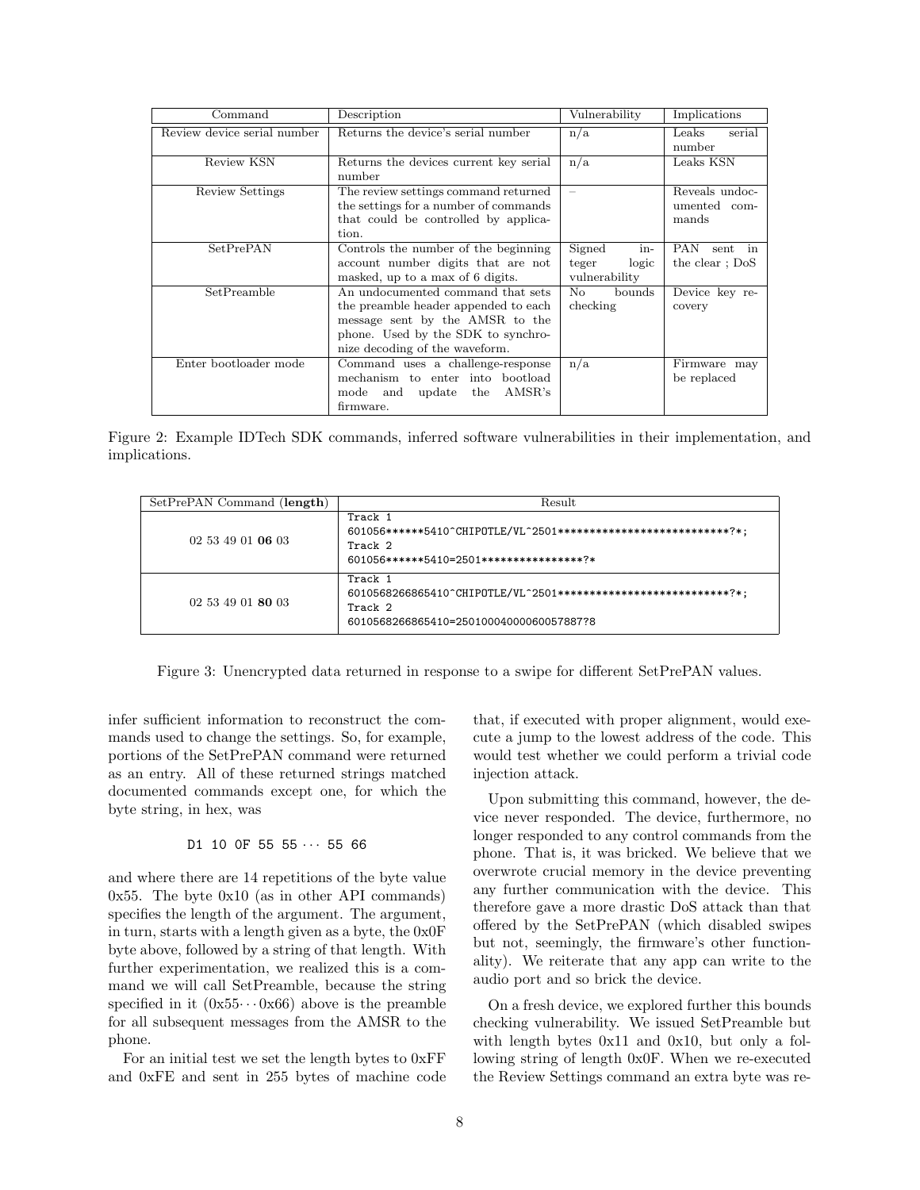| Command | Description | Vulnerability | Implications |
|---|---|---|---|
| Review device serial number | Returns the device's serial number | n/a | Leaks serial number |
| Review KSN | Returns the devices current key serial number | n/a | Leaks KSN |
| Review Settings | The review settings command returned the settings for a number of commands that could be controlled by application. | – | Reveals undocumented commands |
| SetPrePAN | Controls the number of the beginning account number digits that are not masked, up to a max of 6 digits. | Signed integer logic vulnerability | PAN sent in the clear ; DoS |
| SetPreamble | An undocumented command that sets the preamble header appended to each message sent by the AMSR to the phone. Used by the SDK to synchronize decoding of the waveform. | No bounds checking | Device key recovery |
| Enter bootloader mode | Command uses a challenge-response mechanism to enter into bootload mode and update the AMSR's firmware. | n/a | Firmware may be replaced |

Figure 2: Example IDTech SDK commands, inferred software vulnerabilities in their implementation, and implications.

| SetPrePAN Command (**length**) | Result |
|---|---|
| 02 53 49 01 **06** 03 | Track 1<br>601056******5410^CHIPOTLE/VL^2501****************************?*;<br>Track 2<br>601056******5410=2501****************?* |
| 02 53 49 01 **80** 03 | Track 1<br>6010568266865410^CHIPOTLE/VL^2501****************************?*;<br>Track 2<br>6010568266865410=250100040000600578877?8 |

Figure 3: Unencrypted data returned in response to a swipe for different SetPrePAN values.

infer sufficient information to reconstruct the commands used to change the settings. So, for example, portions of the SetPrePAN command were returned as an entry. All of these returned strings matched documented commands except one, for which the byte string, in hex, was

```
D1 10 0F 55 55 ··· 55 66
```

and where there are 14 repetitions of the byte value 0x55. The byte 0x10 (as in other API commands) specifies the length of the argument. The argument, in turn, starts with a length given as a byte, the 0x0F byte above, followed by a string of that length. With further experimentation, we realized this is a command we will call SetPreamble, because the string specified in it (0x55 ··· 0x66) above is the preamble for all subsequent messages from the AMSR to the phone.

For an initial test we set the length bytes to 0xFF and 0xFE and sent in 255 bytes of machine code that, if executed with proper alignment, would execute a jump to the lowest address of the code. This would test whether we could perform a trivial code injection attack.

Upon submitting this command, however, the device never responded. The device, furthermore, no longer responded to any control commands from the phone. That is, it was bricked. We believe that we overwrote crucial memory in the device preventing any further communication with the device. This therefore gave a more drastic DoS attack than that offered by the SetPrePAN (which disabled swipes but not, seemingly, the firmware's other functionality). We reiterate that any app can write to the audio port and so brick the device.

On a fresh device, we explored further this bounds checking vulnerability. We issued SetPreamble but with length bytes 0x11 and 0x10, but only a following string of length 0x0F. When we re-executed the Review Settings command an extra byte was re-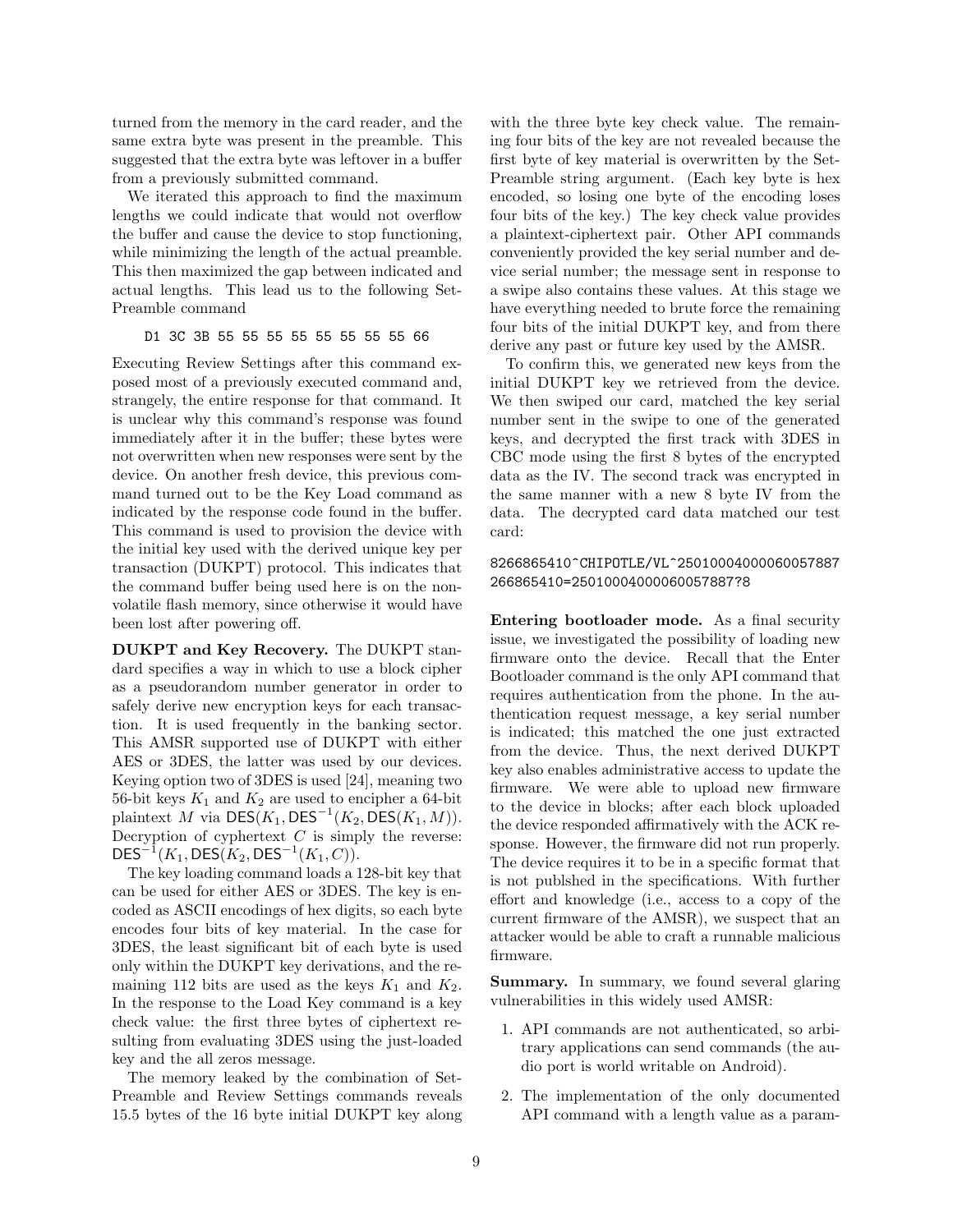turned from the memory in the card reader, and the same extra byte was present in the preamble. This suggested that the extra byte was leftover in a buffer from a previously submitted command.

We iterated this approach to find the maximum lengths we could indicate that would not overflow the buffer and cause the device to stop functioning, while minimizing the length of the actual preamble. This then maximized the gap between indicated and actual lengths. This lead us to the following Set-Preamble command

```
D1 3C 3B 55 55 55 55 55 55 55 55 66
```

Executing Review Settings after this command exposed most of a previously executed command and, strangely, the entire response for that command. It is unclear why this command's response was found immediately after it in the buffer; these bytes were not overwritten when new responses were sent by the device. On another fresh device, this previous command turned out to be the Key Load command as indicated by the response code found in the buffer. This command is used to provision the device with the initial key used with the derived unique key per transaction (DUKPT) protocol. This indicates that the command buffer being used here is on the non-volatile flash memory, since otherwise it would have been lost after powering off.

**DUKPT and Key Recovery.** The DUKPT standard specifies a way in which to use a block cipher as a pseudorandom number generator in order to safely derive new encryption keys for each transaction. It is used frequently in the banking sector. This AMSR supported use of DUKPT with either AES or 3DES, the latter was used by our devices. Keying option two of 3DES is used [24], meaning two 56-bit keys $K_1$ and $K_2$ are used to encipher a 64-bit plaintext $M$ via $\mathsf{DES}(K_1, \mathsf{DES}^{-1}(K_2, \mathsf{DES}(K_1, M)))$. Decryption of cyphertext $C$ is simply the reverse: $\mathsf{DES}^{-1}(K_1, \mathsf{DES}(K_2, \mathsf{DES}^{-1}(K_1, C)))$.

The key loading command loads a 128-bit key that can be used for either AES or 3DES. The key is encoded as ASCII encodings of hex digits, so each byte encodes four bits of key material. In the case for 3DES, the least significant bit of each byte is used only within the DUKPT key derivations, and the remaining 112 bits are used as the keys $K_1$ and $K_2$. In the response to the Load Key command is a key check value: the first three bytes of ciphertext resulting from evaluating 3DES using the just-loaded key and the all zeros message.

The memory leaked by the combination of Set-Preamble and Review Settings commands reveals 15.5 bytes of the 16 byte initial DUKPT key along with the three byte key check value. The remaining four bits of the key are not revealed because the first byte of key material is overwritten by the Set-Preamble string argument. (Each key byte is hex encoded, so losing one byte of the encoding loses four bits of the key.) The key check value provides a plaintext-ciphertext pair. Other API commands conveniently provided the key serial number and device serial number; the message sent in response to a swipe also contains these values. At this stage we have everything needed to brute force the remaining four bits of the initial DUKPT key, and from there derive any past or future key used by the AMSR.

To confirm this, we generated new keys from the initial DUKPT key we retrieved from the device. We then swiped our card, matched the key serial number sent in the swipe to one of the generated keys, and decrypted the first track with 3DES in CBC mode using the first 8 bytes of the encrypted data as the IV. The second track was encrypted in the same manner with a new 8 byte IV from the data. The decrypted card data matched our test card:

```
8266865410^CHIPOTLE/VL^25010004000060057887
266865410=25010004000060057887?8
```

**Entering bootloader mode.** As a final security issue, we investigated the possibility of loading new firmware onto the device. Recall that the Enter Bootloader command is the only API command that requires authentication from the phone. In the authentication request message, a key serial number is indicated; this matched the one just extracted from the device. Thus, the next derived DUKPT key also enables administrative access to update the firmware. We were able to upload new firmware to the device in blocks; after each block uploaded the device responded affirmatively with the ACK response. However, the firmware did not run properly. The device requires it to be in a specific format that is not publshed in the specifications. With further effort and knowledge (i.e., access to a copy of the current firmware of the AMSR), we suspect that an attacker would be able to craft a runnable malicious firmware.

**Summary.** In summary, we found several glaring vulnerabilities in this widely used AMSR:

1. API commands are not authenticated, so arbitrary applications can send commands (the audio port is world writable on Android).
2. The implementation of the only documented API command with a length value as a param-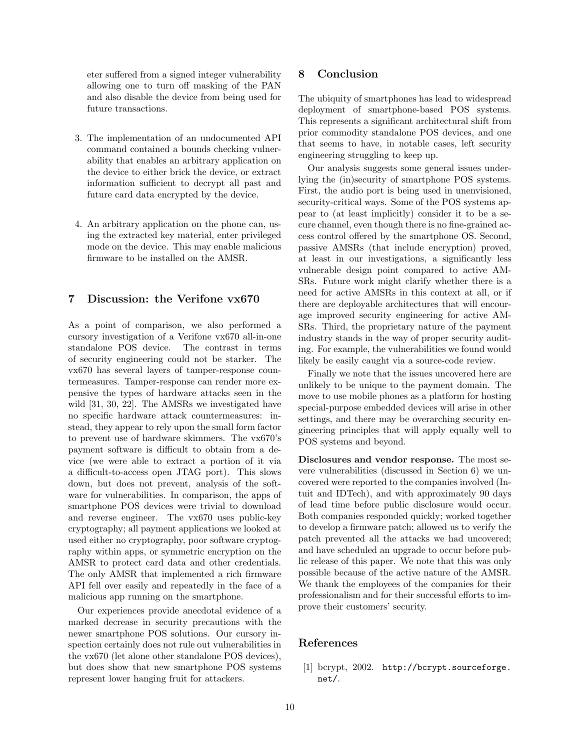eter suffered from a signed integer vulnerability allowing one to turn off masking of the PAN and also disable the device from being used for future transactions.

3. The implementation of an undocumented API command contained a bounds checking vulnerability that enables an arbitrary application on the device to either brick the device, or extract information sufficient to decrypt all past and future card data encrypted by the device.

4. An arbitrary application on the phone can, using the extracted key material, enter privileged mode on the device. This may enable malicious firmware to be installed on the AMSR.

## 7 Discussion: the Verifone vx670

As a point of comparison, we also performed a cursory investigation of a Verifone vx670 all-in-one standalone POS device. The contrast in terms of security engineering could not be starker. The vx670 has several layers of tamper-response countermeasures. Tamper-response can render more expensive the types of hardware attacks seen in the wild [31, 30, 22]. The AMSRs we investigated have no specific hardware attack countermeasures: instead, they appear to rely upon the small form factor to prevent use of hardware skimmers. The vx670's payment software is difficult to obtain from a device (we were able to extract a portion of it via a difficult-to-access open JTAG port). This slows down, but does not prevent, analysis of the software for vulnerabilities. In comparison, the apps of smartphone POS devices were trivial to download and reverse engineer. The vx670 uses public-key cryptography; all payment applications we looked at used either no cryptography, poor software cryptography within apps, or symmetric encryption on the AMSR to protect card data and other credentials. The only AMSR that implemented a rich firmware API fell over easily and repeatedly in the face of a malicious app running on the smartphone.

Our experiences provide anecdotal evidence of a marked decrease in security precautions with the newer smartphone POS solutions. Our cursory inspection certainly does not rule out vulnerabilities in the vx670 (let alone other standalone POS devices), but does show that new smartphone POS systems represent lower hanging fruit for attackers.

## 8 Conclusion

The ubiquity of smartphones has lead to widespread deployment of smartphone-based POS systems. This represents a significant architectural shift from prior commodity standalone POS devices, and one that seems to have, in notable cases, left security engineering struggling to keep up.

Our analysis suggests some general issues underlying the (in)security of smartphone POS systems. First, the audio port is being used in unenvisioned, security-critical ways. Some of the POS systems appear to (at least implicitly) consider it to be a secure channel, even though there is no fine-grained access control offered by the smartphone OS. Second, passive AMSRs (that include encryption) proved, at least in our investigations, a significantly less vulnerable design point compared to active AMSRs. Future work might clarify whether there is a need for active AMSRs in this context at all, or if there are deployable architectures that will encourage improved security engineering for active AMSRs. Third, the proprietary nature of the payment industry stands in the way of proper security auditing. For example, the vulnerabilities we found would likely be easily caught via a source-code review.

Finally we note that the issues uncovered here are unlikely to be unique to the payment domain. The move to use mobile phones as a platform for hosting special-purpose embedded devices will arise in other settings, and there may be overarching security engineering principles that will apply equally well to POS systems and beyond.

**Disclosures and vendor response.** The most severe vulnerabilities (discussed in Section 6) we uncovered were reported to the companies involved (Intuit and IDTech), and with approximately 90 days of lead time before public disclosure would occur. Both companies responded quickly; worked together to develop a firmware patch; allowed us to verify the patch prevented all the attacks we had uncovered; and have scheduled an upgrade to occur before public release of this paper. We note that this was only possible because of the active nature of the AMSR. We thank the employees of the companies for their professionalism and for their successful efforts to improve their customers' security.

## References

[1] bcrypt, 2002. http://bcrypt.sourceforge.net/.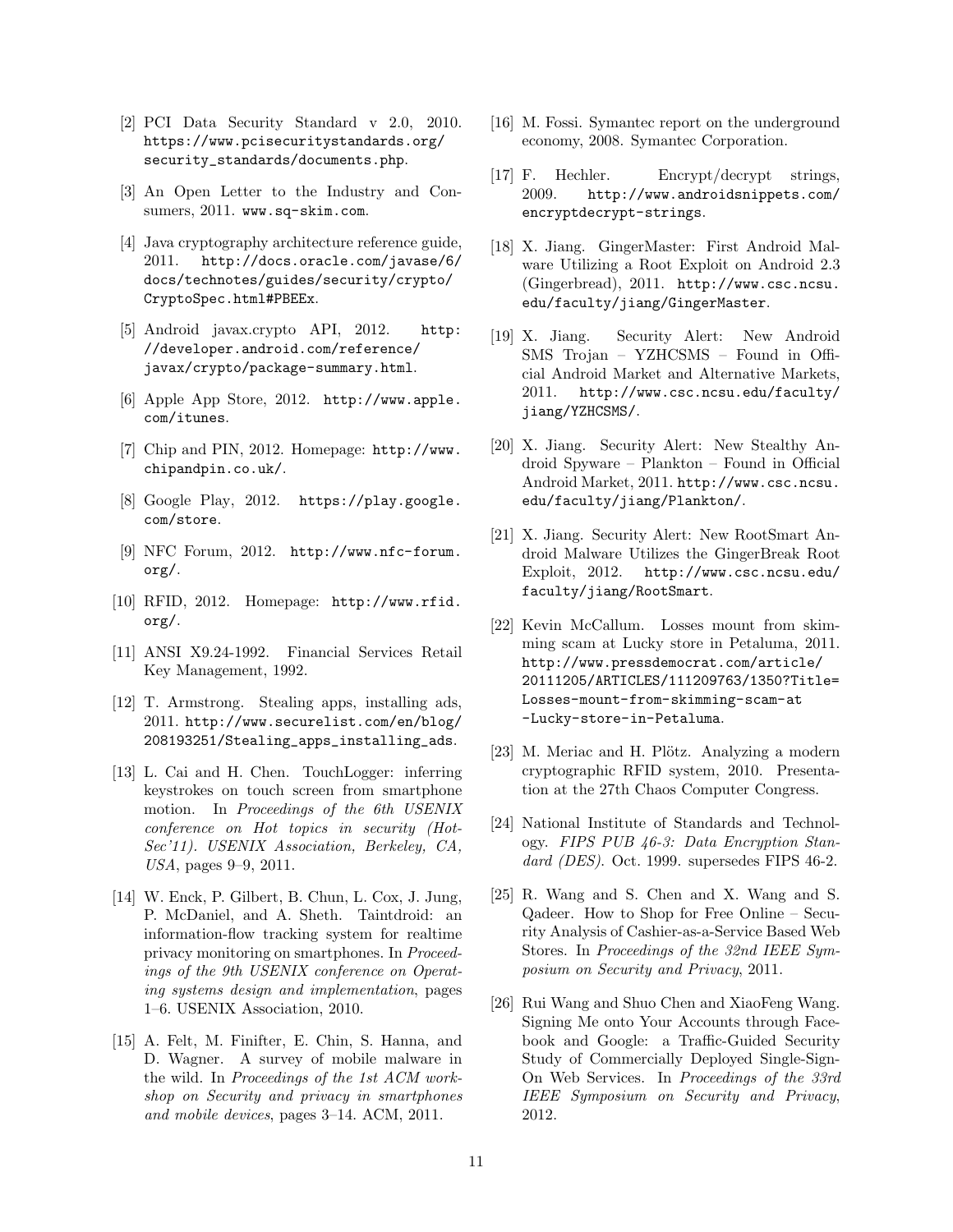[2] PCI Data Security Standard v 2.0, 2010. https://www.pcisecuritystandards.org/security_standards/documents.php.

[3] An Open Letter to the Industry and Consumers, 2011. www.sq-skim.com.

[4] Java cryptography architecture reference guide, 2011. http://docs.oracle.com/javase/6/docs/technotes/guides/security/crypto/CryptoSpec.html#PBEEx.

[5] Android javax.crypto API, 2012. http://developer.android.com/reference/javax/crypto/package-summary.html.

[6] Apple App Store, 2012. http://www.apple.com/itunes.

[7] Chip and PIN, 2012. Homepage: http://www.chipandpin.co.uk/.

[8] Google Play, 2012. https://play.google.com/store.

[9] NFC Forum, 2012. http://www.nfc-forum.org/.

[10] RFID, 2012. Homepage: http://www.rfid.org/.

[11] ANSI X9.24-1992. Financial Services Retail Key Management, 1992.

[12] T. Armstrong. Stealing apps, installing ads, 2011. http://www.securelist.com/en/blog/208193251/Stealing_apps_installing_ads.

[13] L. Cai and H. Chen. TouchLogger: inferring keystrokes on touch screen from smartphone motion. In *Proceedings of the 6th USENIX conference on Hot topics in security (HotSec'11). USENIX Association, Berkeley, CA, USA*, pages 9–9, 2011.

[14] W. Enck, P. Gilbert, B. Chun, L. Cox, J. Jung, P. McDaniel, and A. Sheth. Taintdroid: an information-flow tracking system for realtime privacy monitoring on smartphones. In *Proceedings of the 9th USENIX conference on Operating systems design and implementation*, pages 1–6. USENIX Association, 2010.

[15] A. Felt, M. Finifter, E. Chin, S. Hanna, and D. Wagner. A survey of mobile malware in the wild. In *Proceedings of the 1st ACM workshop on Security and privacy in smartphones and mobile devices*, pages 3–14. ACM, 2011.

[16] M. Fossi. Symantec report on the underground economy, 2008. Symantec Corporation.

[17] F. Hechler. Encrypt/decrypt strings, 2009. http://www.androidsnippets.com/encryptdecrypt-strings.

[18] X. Jiang. GingerMaster: First Android Malware Utilizing a Root Exploit on Android 2.3 (Gingerbread), 2011. http://www.csc.ncsu.edu/faculty/jiang/GingerMaster.

[19] X. Jiang. Security Alert: New Android SMS Trojan – YZHCSMS – Found in Official Android Market and Alternative Markets, 2011. http://www.csc.ncsu.edu/faculty/jiang/YZHCSMS/.

[20] X. Jiang. Security Alert: New Stealthy Android Spyware – Plankton – Found in Official Android Market, 2011. http://www.csc.ncsu.edu/faculty/jiang/Plankton/.

[21] X. Jiang. Security Alert: New RootSmart Android Malware Utilizes the GingerBreak Root Exploit, 2012. http://www.csc.ncsu.edu/faculty/jiang/RootSmart.

[22] Kevin McCallum. Losses mount from skimming scam at Lucky store in Petaluma, 2011. http://www.pressdemocrat.com/article/20111205/ARTICLES/111209763/1350?Title=Losses-mount-from-skimming-scam-at-Lucky-store-in-Petaluma.

[23] M. Meriac and H. Plötz. Analyzing a modern cryptographic RFID system, 2010. Presentation at the 27th Chaos Computer Congress.

[24] National Institute of Standards and Technology. *FIPS PUB 46-3: Data Encryption Standard (DES)*. Oct. 1999. supersedes FIPS 46-2.

[25] R. Wang and S. Chen and X. Wang and S. Qadeer. How to Shop for Free Online – Security Analysis of Cashier-as-a-Service Based Web Stores. In *Proceedings of the 32nd IEEE Symposium on Security and Privacy*, 2011.

[26] Rui Wang and Shuo Chen and XiaoFeng Wang. Signing Me onto Your Accounts through Facebook and Google: a Traffic-Guided Security Study of Commercially Deployed Single-Sign-On Web Services. In *Proceedings of the 33rd IEEE Symposium on Security and Privacy*, 2012.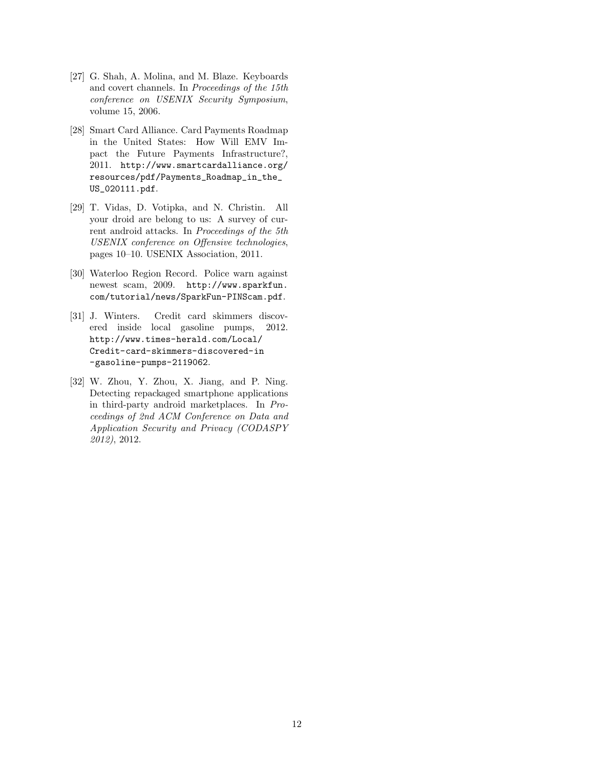[27] G. Shah, A. Molina, and M. Blaze. Keyboards and covert channels. In *Proceedings of the 15th conference on USENIX Security Symposium*, volume 15, 2006.

[28] Smart Card Alliance. Card Payments Roadmap in the United States: How Will EMV Impact the Future Payments Infrastructure?, 2011. `http://www.smartcardalliance.org/resources/pdf/Payments_Roadmap_in_the_US_020111.pdf`.

[29] T. Vidas, D. Votipka, and N. Christin. All your droid are belong to us: A survey of current android attacks. In *Proceedings of the 5th USENIX conference on Offensive technologies*, pages 10–10. USENIX Association, 2011.

[30] Waterloo Region Record. Police warn against newest scam, 2009. `http://www.sparkfun.com/tutorial/news/SparkFun-PINScam.pdf`.

[31] J. Winters. Credit card skimmers discovered inside local gasoline pumps, 2012. `http://www.times-herald.com/Local/Credit-card-skimmers-discovered-in-gasoline-pumps-2119062`.

[32] W. Zhou, Y. Zhou, X. Jiang, and P. Ning. Detecting repackaged smartphone applications in third-party android marketplaces. In *Proceedings of 2nd ACM Conference on Data and Application Security and Privacy (CODASPY 2012)*, 2012.